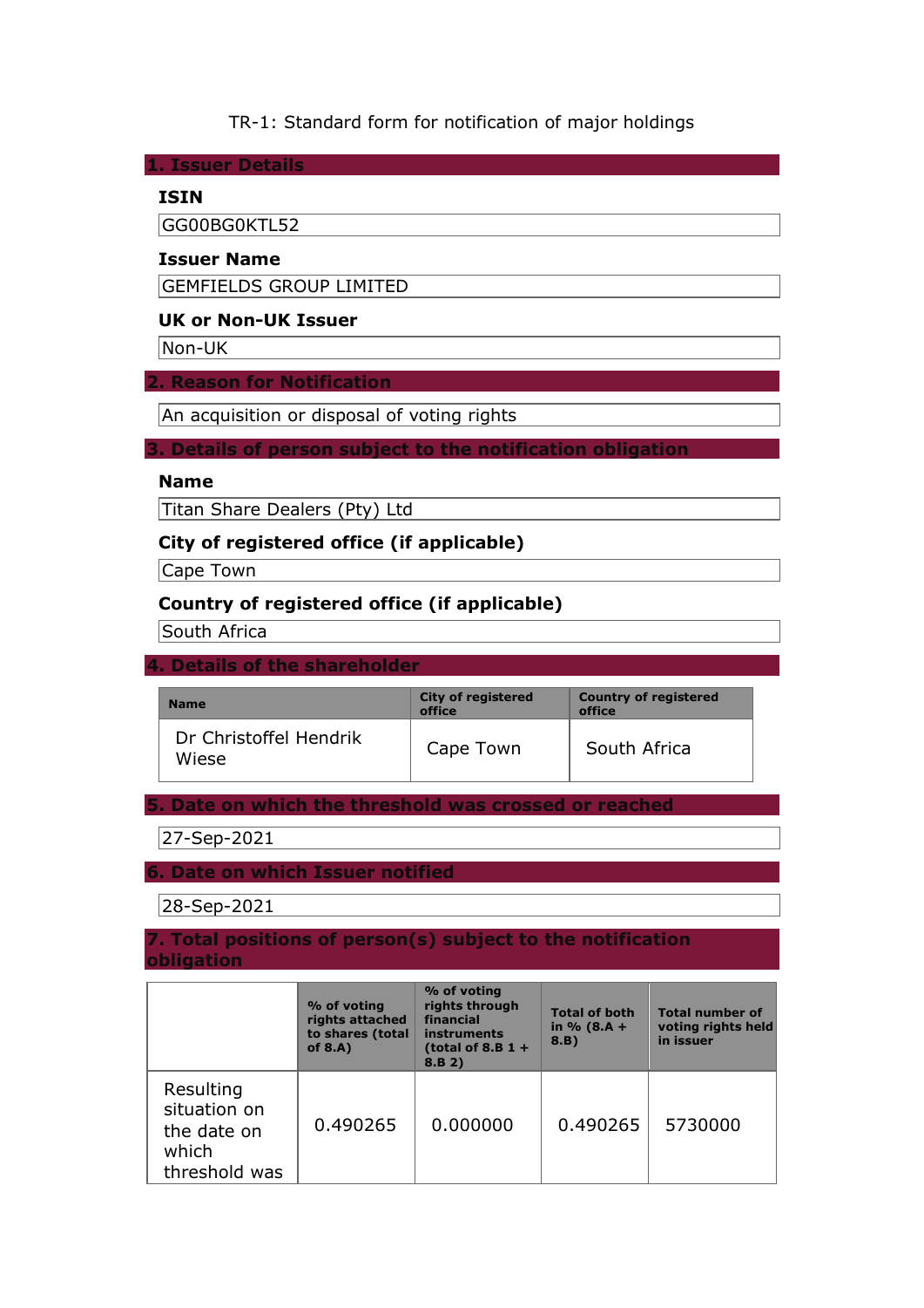TR-1: Standard form for notification of major holdings

## 1. Issuer Details

### ISIN

GG00BG0KTL52

### Issuer Name

GEMFIELDS GROUP LIMITED

### UK or Non-UK Issuer

Non-UK

## 2. Reason for Notification

An acquisition or disposal of voting rights

## 3. Details of person subject to the notification obligation

### Name

Titan Share Dealers (Pty) Ltd

### City of registered office (if applicable)

Cape Town

### Country of registered office (if applicable)

South Africa

## 4. Details of the shareholder

| Name | City of registered office | Country of registered office |
|---|---|---|
| Dr Christoffel Hendrik Wiese | Cape Town | South Africa |

## 5. Date on which the threshold was crossed or reached

27-Sep-2021

## 6. Date on which Issuer notified

28-Sep-2021

## 7. Total positions of person(s) subject to the notification obligation

| | % of voting rights attached to shares (total of 8.A) | % of voting rights through financial instruments (total of 8.B 1 + 8.B 2) | Total of both in % (8.A + 8.B) | Total number of voting rights held in issuer |
|---|---|---|---|---|
| Resulting situation on the date on which threshold was | 0.490265 | 0.000000 | 0.490265 | 5730000 |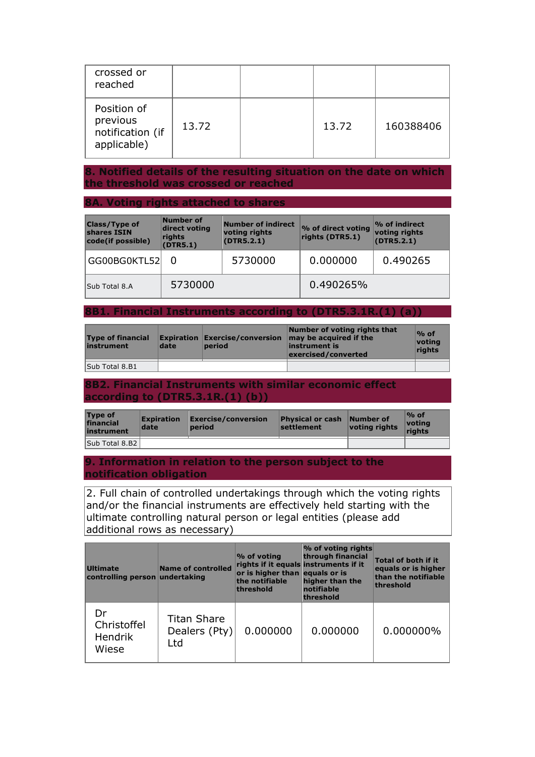| | | | | |
|---|---|---|---|---|
| crossed or reached | | | | |
| Position of previous notification (if applicable) | 13.72 | | 13.72 | 160388406 |

## 8. Notified details of the resulting situation on the date on which the threshold was crossed or reached

### 8A. Voting rights attached to shares

| Class/Type of shares ISIN code(if possible) | Number of direct voting rights (DTR5.1) | Number of indirect voting rights (DTR5.2.1) | % of direct voting rights (DTR5.1) | % of indirect voting rights (DTR5.2.1) |
|---|---|---|---|---|
| GG00BG0KTL52 | 0 | 5730000 | 0.000000 | 0.490265 |
| Sub Total 8.A | 5730000 | | 0.490265% | |

### 8B1. Financial Instruments according to (DTR5.3.1R.(1) (a))

| Type of financial instrument | Expiration date | Exercise/conversion period | Number of voting rights that may be acquired if the instrument is exercised/converted | % of voting rights |
|---|---|---|---|---|
| Sub Total 8.B1 | | | | |

### 8B2. Financial Instruments with similar economic effect according to (DTR5.3.1R.(1) (b))

| Type of financial instrument | Expiration date | Exercise/conversion period | Physical or cash settlement | Number of voting rights | % of voting rights |
|---|---|---|---|---|---|
| Sub Total 8.B2 | | | | | |

## 9. Information in relation to the person subject to the notification obligation

2. Full chain of controlled undertakings through which the voting rights and/or the financial instruments are effectively held starting with the ultimate controlling natural person or legal entities (please add additional rows as necessary)

| Ultimate controlling person | Name of controlled undertaking | % of voting rights if it equals or is higher than the notifiable threshold | % of voting rights through financial instruments if it equals or is higher than the notifiable threshold | Total of both if it equals or is higher than the notifiable threshold |
|---|---|---|---|---|
| Dr Christoffel Hendrik Wiese | Titan Share Dealers (Pty) Ltd | 0.000000 | 0.000000 | 0.000000% |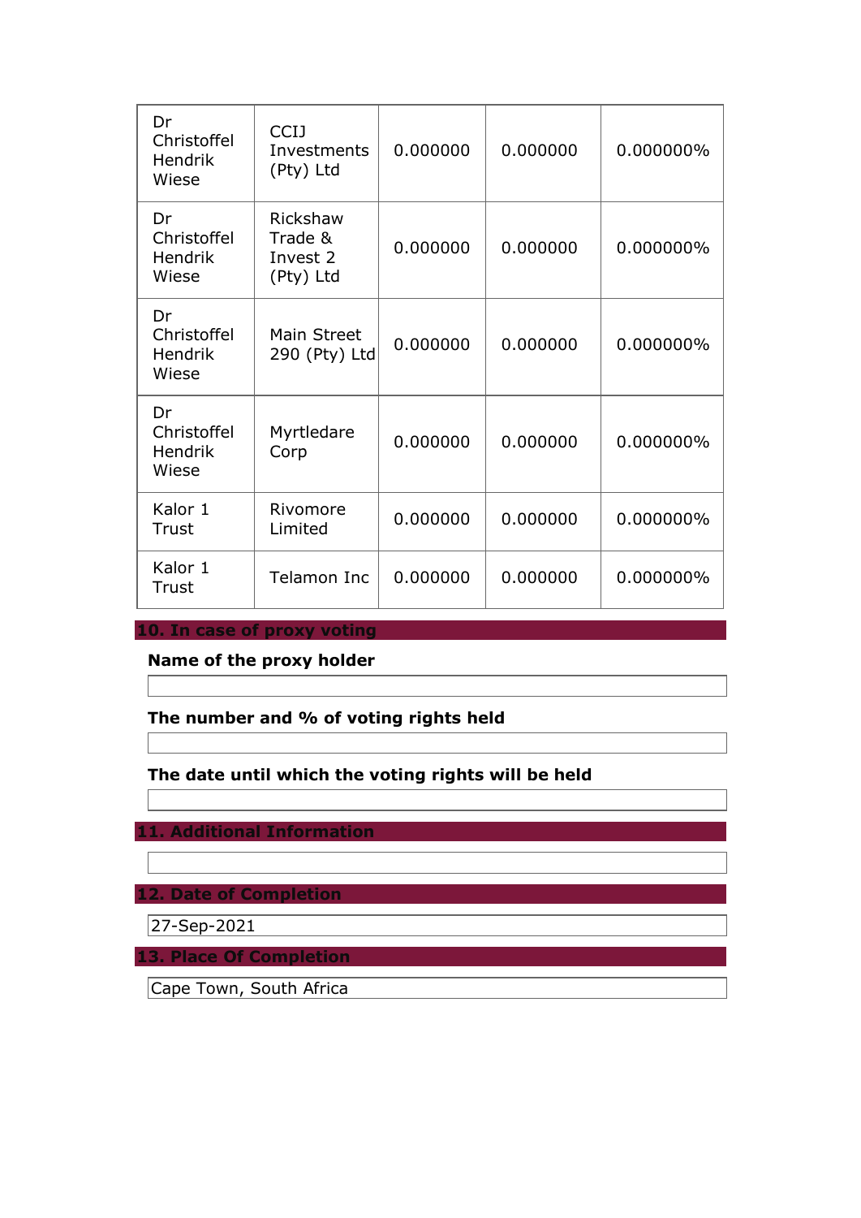| | | | | |
|---|---|---|---|---|
| Dr Christoffel Hendrik Wiese | CCIJ Investments (Pty) Ltd | 0.000000 | 0.000000 | 0.000000% |
| Dr Christoffel Hendrik Wiese | Rickshaw Trade & Invest 2 (Pty) Ltd | 0.000000 | 0.000000 | 0.000000% |
| Dr Christoffel Hendrik Wiese | Main Street 290 (Pty) Ltd | 0.000000 | 0.000000 | 0.000000% |
| Dr Christoffel Hendrik Wiese | Myrtledare Corp | 0.000000 | 0.000000 | 0.000000% |
| Kalor 1 Trust | Rivomore Limited | 0.000000 | 0.000000 | 0.000000% |
| Kalor 1 Trust | Telamon Inc | 0.000000 | 0.000000 | 0.000000% |

## 10. In case of proxy voting

**Name of the proxy holder**

**The number and % of voting rights held**

**The date until which the voting rights will be held**

## 11. Additional Information

## 12. Date of Completion

27-Sep-2021

## 13. Place Of Completion

Cape Town, South Africa